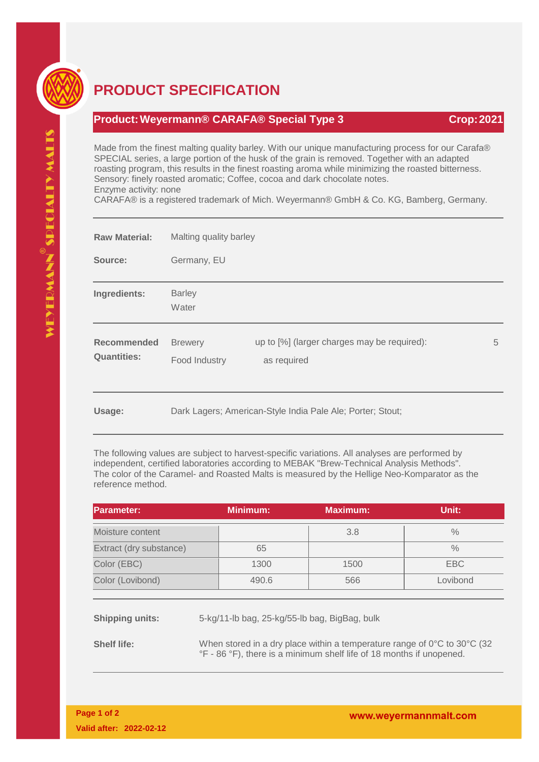# PRODUCT SPECIFICATION

## Product: Weyermann® CARAFA® Special Type 3 — Crop: 2021

Made from the finest malting quality barley. With our unique manufacturing process for our Carafa® SPECIAL series, a large portion of the husk of the grain is removed. Together with an adapted roasting program, this results in the finest roasting aroma while minimizing the roasted bitterness.
Sensory: finely roasted aromatic; Coffee, cocoa and dark chocolate notes.
Enzyme activity: none
CARAFA® is a registered trademark of Mich. Weyermann® GmbH & Co. KG, Bamberg, Germany.

**Raw Material:** Malting quality barley

**Source:** Germany, EU

**Ingredients:** Barley, Water

**Recommended Quantities:**

- Brewery: up to [%] (larger charges may be required): 5
- Food Industry: as required

**Usage:** Dark Lagers; American-Style India Pale Ale; Porter; Stout;

The following values are subject to harvest-specific variations. All analyses are performed by independent, certified laboratories according to MEBAK "Brew-Technical Analysis Methods". The color of the Caramel- and Roasted Malts is measured by the Hellige Neo-Komparator as the reference method.

| Parameter: | Minimum: | Maximum: | Unit: |
|---|---|---|---|
| Moisture content | | 3.8 | % |
| Extract (dry substance) | 65 | | % |
| Color (EBC) | 1300 | 1500 | EBC |
| Color (Lovibond) | 490.6 | 566 | Lovibond |

**Shipping units:** 5-kg/11-lb bag, 25-kg/55-lb bag, BigBag, bulk

**Shelf life:** When stored in a dry place within a temperature range of 0°C to 30°C (32 °F - 86 °F), there is a minimum shelf life of 18 months if unopened.

Valid after: 2022-02-12

www.weyermannmalt.com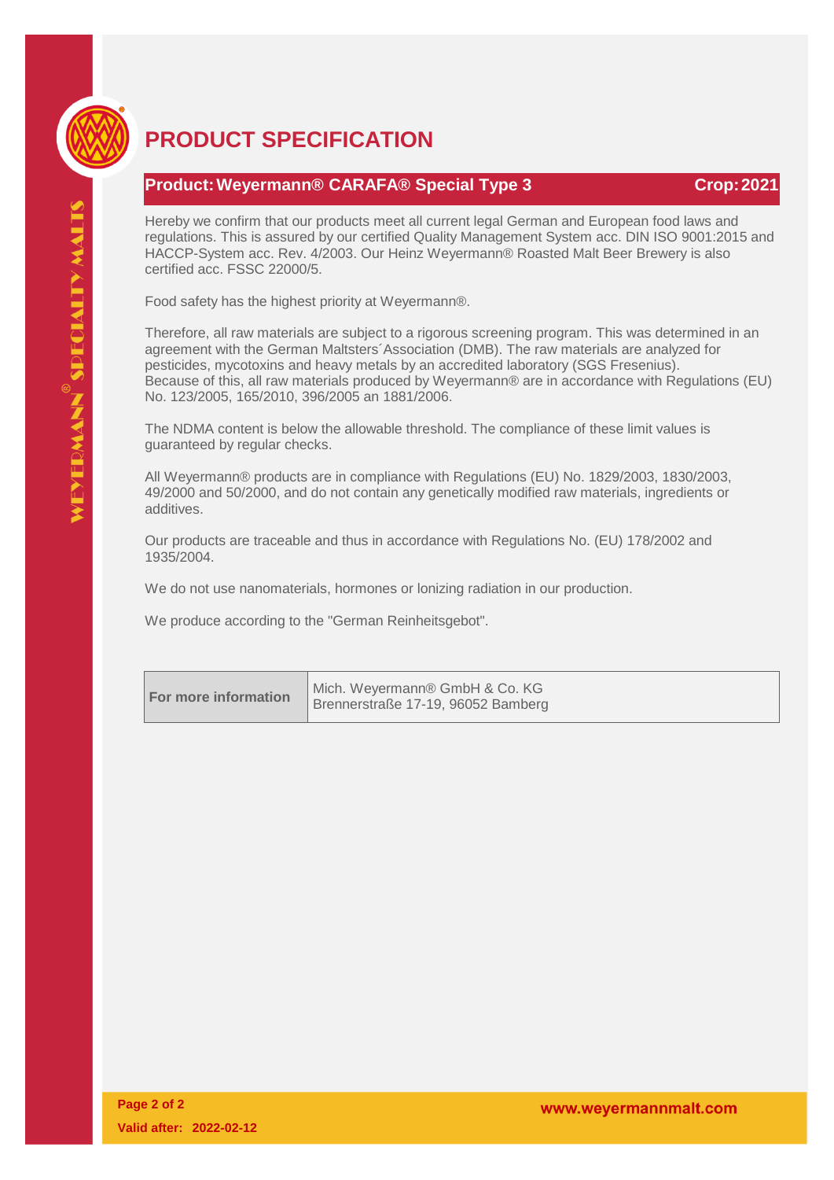# PRODUCT SPECIFICATION

**Product: Weyermann® CARAFA® Special Type 3** **Crop: 2021**

Hereby we confirm that our products meet all current legal German and European food laws and regulations. This is assured by our certified Quality Management System acc. DIN ISO 9001:2015 and HACCP-System acc. Rev. 4/2003. Our Heinz Weyermann® Roasted Malt Beer Brewery is also certified acc. FSSC 22000/5.

Food safety has the highest priority at Weyermann®.

Therefore, all raw materials are subject to a rigorous screening program. This was determined in an agreement with the German Maltsters´Association (DMB). The raw materials are analyzed for pesticides, mycotoxins and heavy metals by an accredited laboratory (SGS Fresenius). Because of this, all raw materials produced by Weyermann® are in accordance with Regulations (EU) No. 123/2005, 165/2010, 396/2005 an 1881/2006.

The NDMA content is below the allowable threshold. The compliance of these limit values is guaranteed by regular checks.

All Weyermann® products are in compliance with Regulations (EU) No. 1829/2003, 1830/2003, 49/2000 and 50/2000, and do not contain any genetically modified raw materials, ingredients or additives.

Our products are traceable and thus in accordance with Regulations No. (EU) 178/2002 and 1935/2004.

We do not use nanomaterials, hormones or Ionizing radiation in our production.

We produce according to the "German Reinheitsgebot".

| | |
|---|---|
| **For more information** | Mich. Weyermann® GmbH & Co. KG<br>Brennerstraße 17-19, 96052 Bamberg |

**Valid after: 2022-02-12**

**www.weyermannmalt.com**